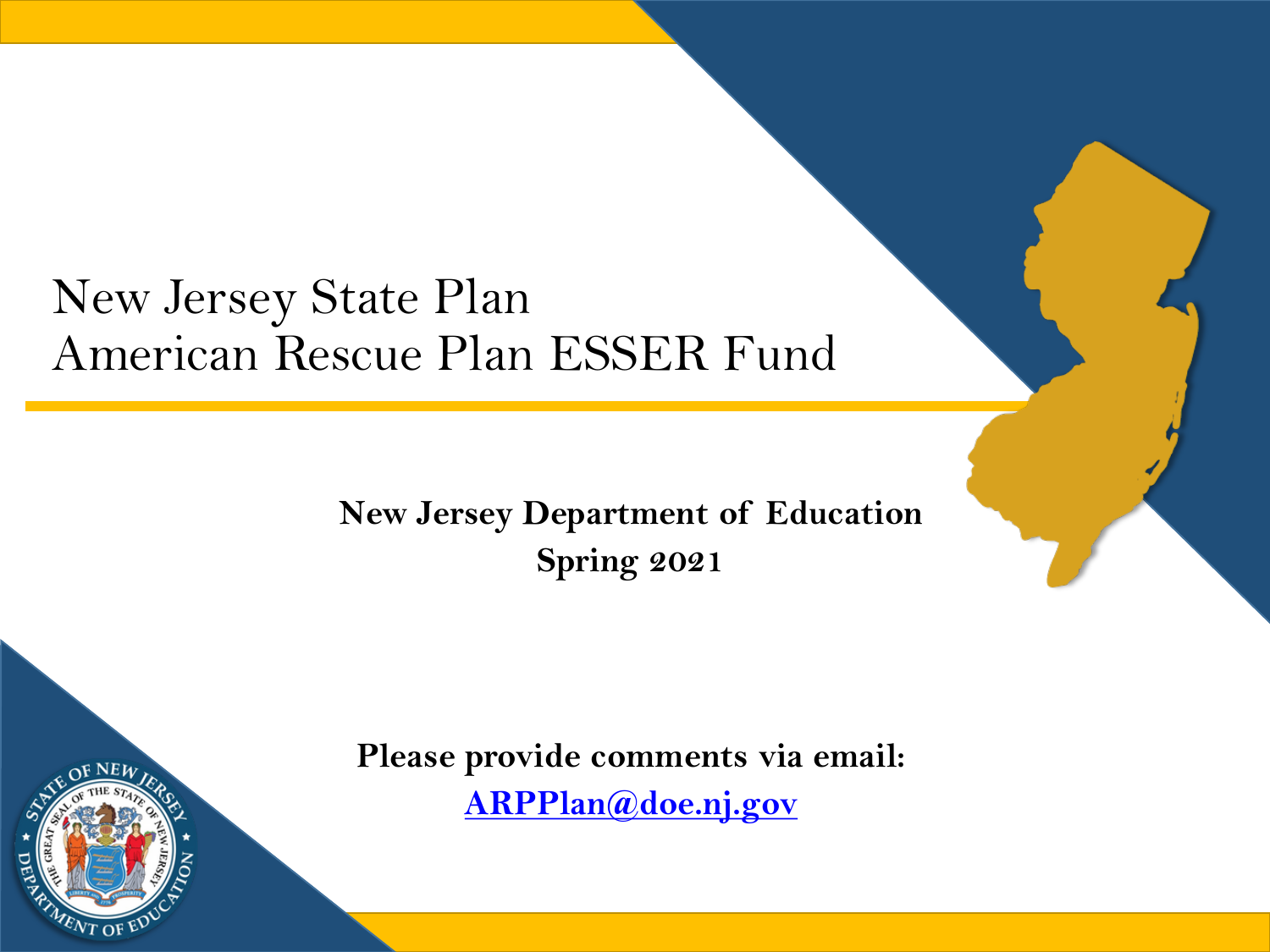# New Jersey State Plan
# American Rescue Plan ESSER Fund

**New Jersey Department of Education**
**Spring 2021**

**Please provide comments via email:**
**ARPPlan@doe.nj.gov**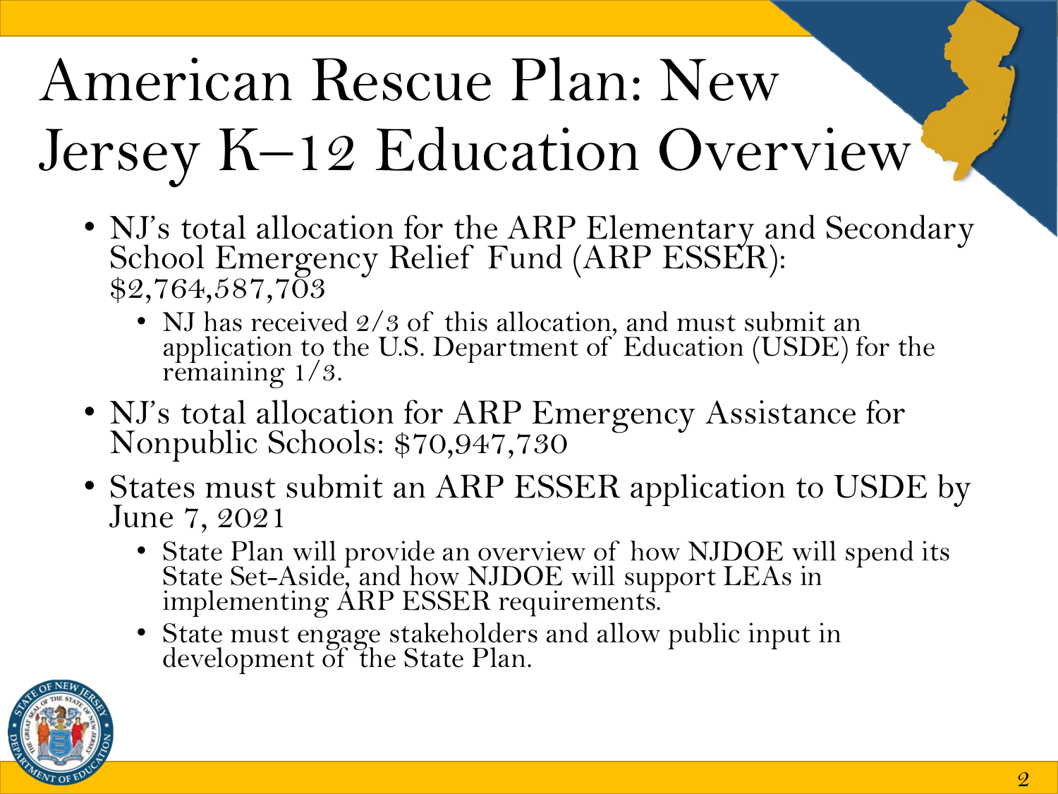# American Rescue Plan: New Jersey K–12 Education Overview

- NJ's total allocation for the ARP Elementary and Secondary School Emergency Relief Fund (ARP ESSER): $2,764,587,703
  - NJ has received 2/3 of this allocation, and must submit an application to the U.S. Department of Education (USDE) for the remaining 1/3.
- NJ's total allocation for ARP Emergency Assistance for Nonpublic Schools: $70,947,730
- States must submit an ARP ESSER application to USDE by June 7, 2021
  - State Plan will provide an overview of how NJDOE will spend its State Set-Aside, and how NJDOE will support LEAs in implementing ARP ESSER requirements.
  - State must engage stakeholders and allow public input in development of the State Plan.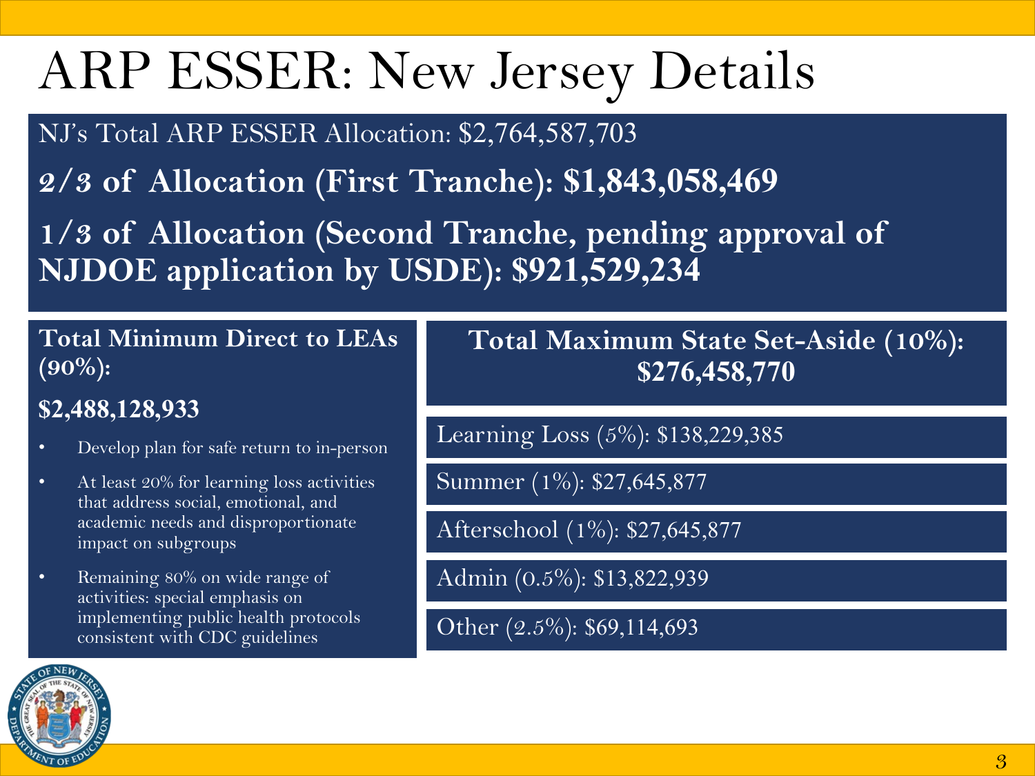# ARP ESSER: New Jersey Details

NJ's Total ARP ESSER Allocation: $2,764,587,703

**2/3 of Allocation (First Tranche): $1,843,058,469**

**1/3 of Allocation (Second Tranche, pending approval of NJDOE application by USDE): $921,529,234**

**Total Minimum Direct to LEAs (90%):**

**$2,488,128,933**

- Develop plan for safe return to in-person
- At least 20% for learning loss activities that address social, emotional, and academic needs and disproportionate impact on subgroups
- Remaining 80% on wide range of activities: special emphasis on implementing public health protocols consistent with CDC guidelines

**Total Maximum State Set-Aside (10%): $276,458,770**

Learning Loss (5%): $138,229,385

Summer (1%): $27,645,877

Afterschool (1%): $27,645,877

Admin (0.5%): $13,822,939

Other (2.5%): $69,114,693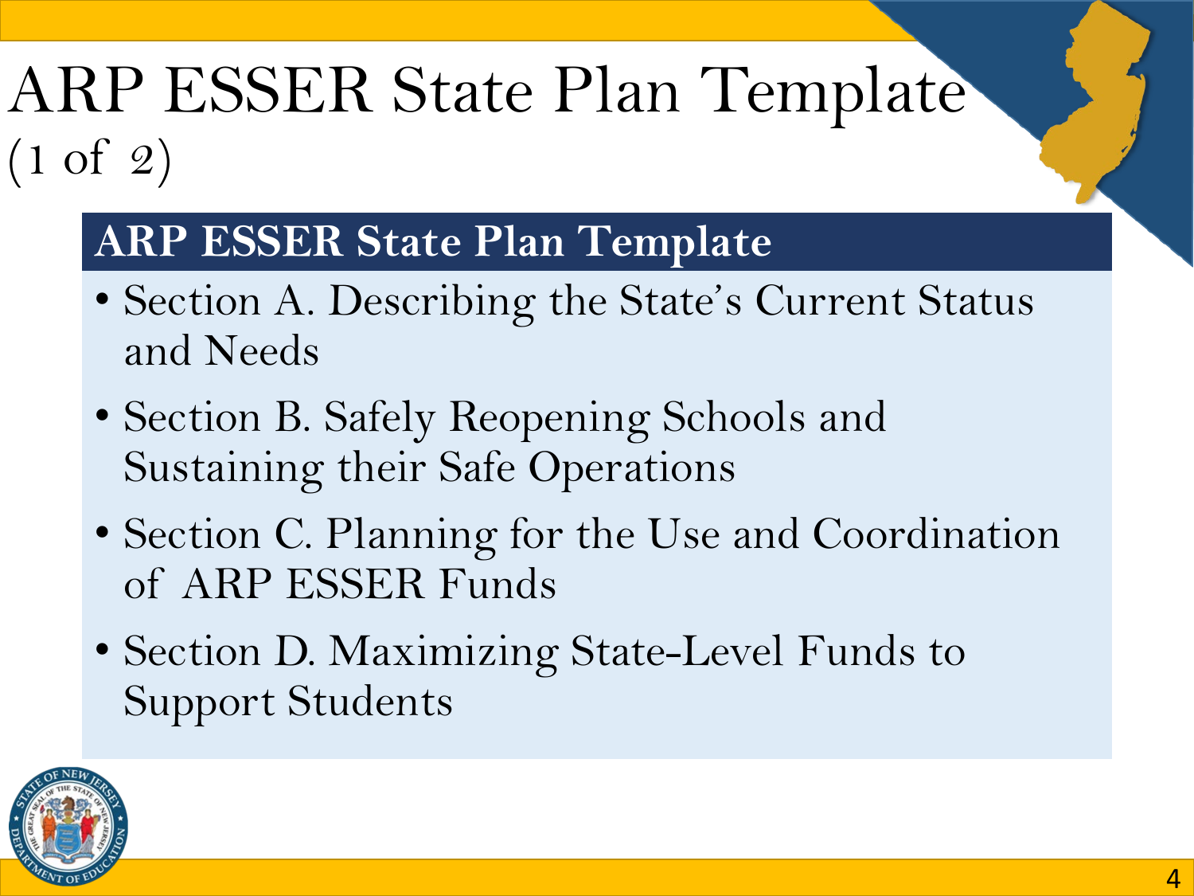# ARP ESSER State Plan Template (1 of 2)

## ARP ESSER State Plan Template

- Section A. Describing the State's Current Status and Needs
- Section B. Safely Reopening Schools and Sustaining their Safe Operations
- Section C. Planning for the Use and Coordination of ARP ESSER Funds
- Section D. Maximizing State-Level Funds to Support Students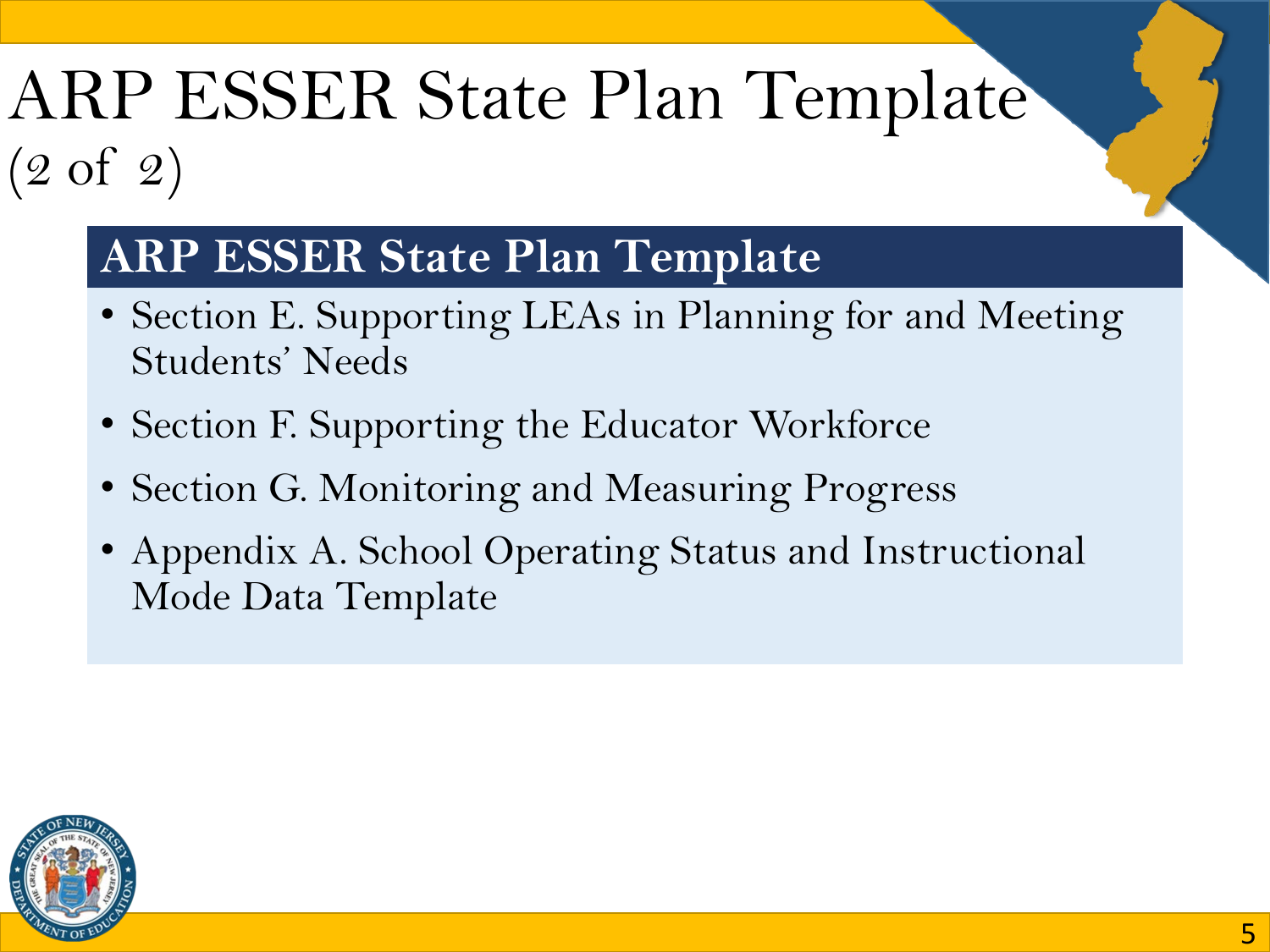# ARP ESSER State Plan Template (2 of 2)

## ARP ESSER State Plan Template

- Section E. Supporting LEAs in Planning for and Meeting Students' Needs
- Section F. Supporting the Educator Workforce
- Section G. Monitoring and Measuring Progress
- Appendix A. School Operating Status and Instructional Mode Data Template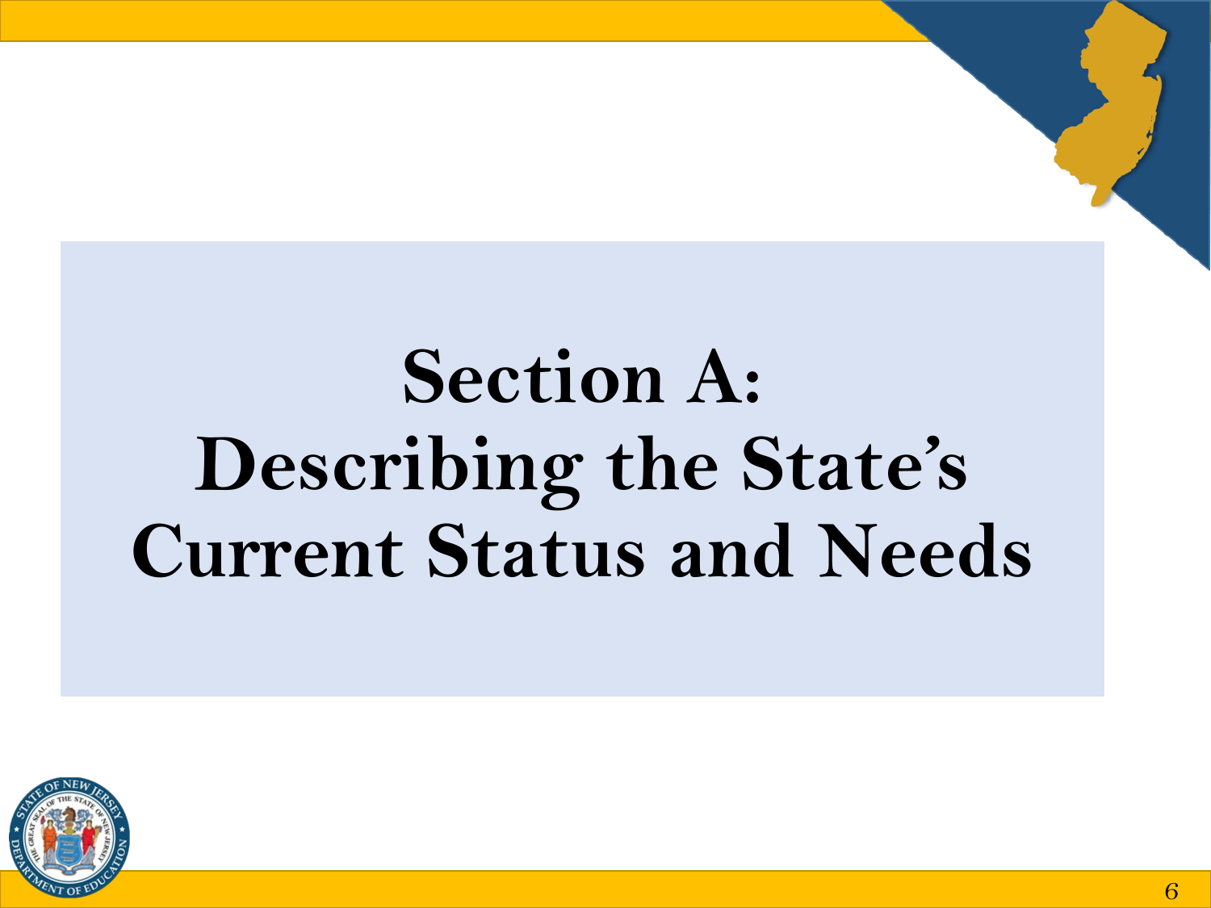# Section A: Describing the State's Current Status and Needs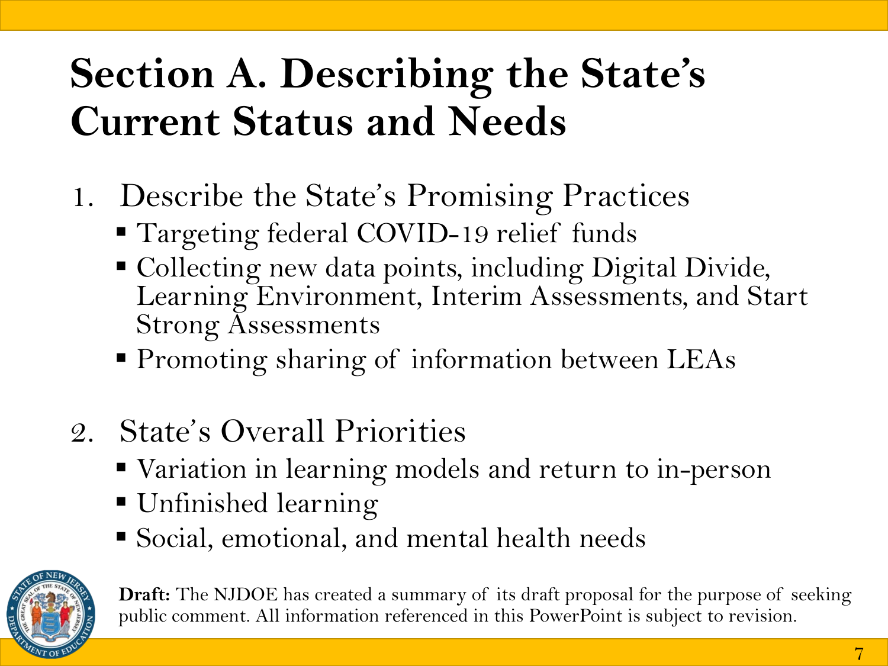# Section A. Describing the State's Current Status and Needs

1. Describe the State's Promising Practices
   - Targeting federal COVID-19 relief funds
   - Collecting new data points, including Digital Divide, Learning Environment, Interim Assessments, and Start Strong Assessments
   - Promoting sharing of information between LEAs

2. State's Overall Priorities
   - Variation in learning models and return to in-person
   - Unfinished learning
   - Social, emotional, and mental health needs

**Draft:** The NJDOE has created a summary of its draft proposal for the purpose of seeking public comment. All information referenced in this PowerPoint is subject to revision.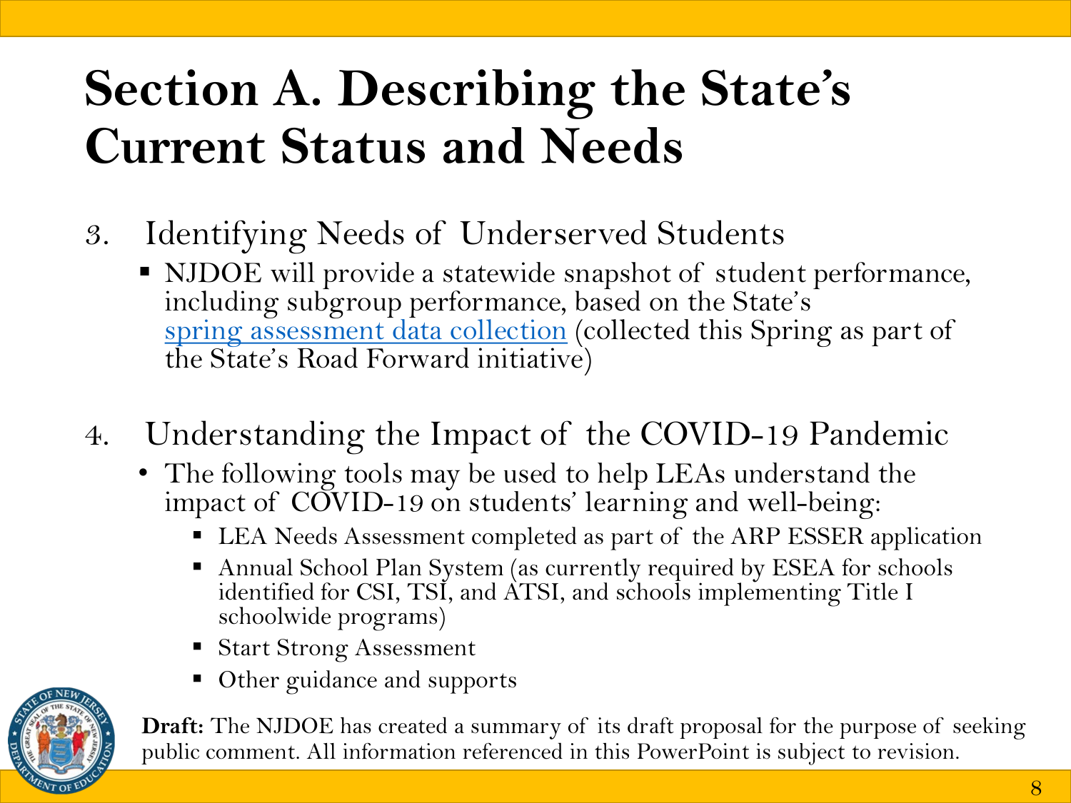# Section A. Describing the State's Current Status and Needs

3. Identifying Needs of Underserved Students
   - NJDOE will provide a statewide snapshot of student performance, including subgroup performance, based on the State's spring assessment data collection (collected this Spring as part of the State's Road Forward initiative)

4. Understanding the Impact of the COVID-19 Pandemic
   - The following tools may be used to help LEAs understand the impact of COVID-19 on students' learning and well-being:
     - LEA Needs Assessment completed as part of the ARP ESSER application
     - Annual School Plan System (as currently required by ESEA for schools identified for CSI, TSI, and ATSI, and schools implementing Title I schoolwide programs)
     - Start Strong Assessment
     - Other guidance and supports

**Draft:** The NJDOE has created a summary of its draft proposal for the purpose of seeking public comment. All information referenced in this PowerPoint is subject to revision.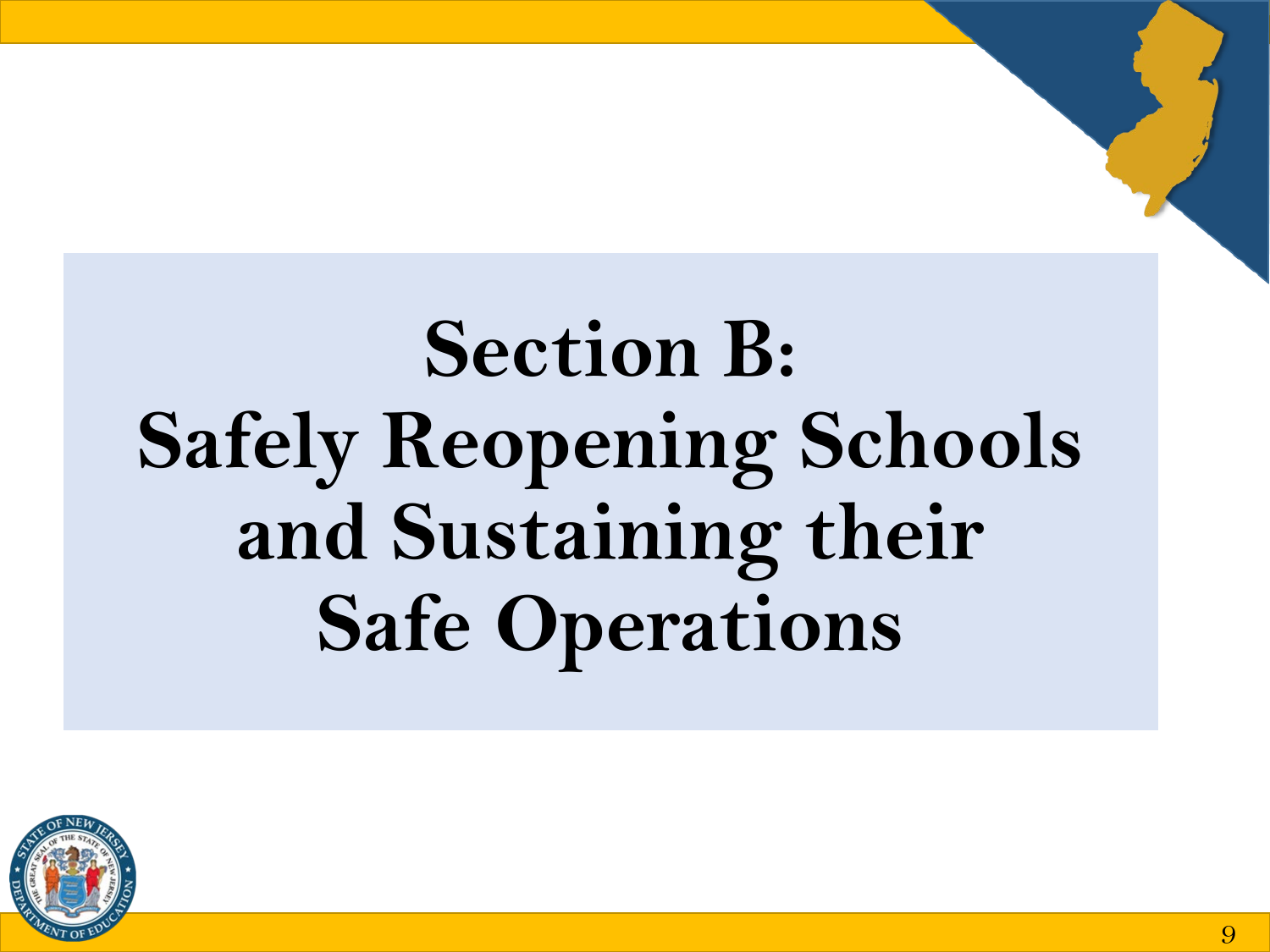# Section B: Safely Reopening Schools and Sustaining their Safe Operations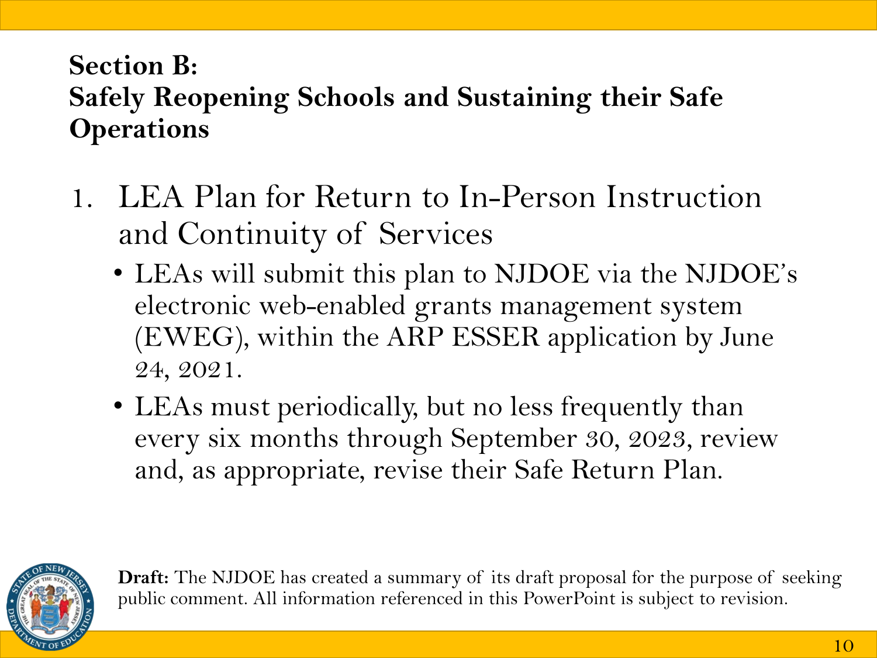## Section B: Safely Reopening Schools and Sustaining their Safe Operations

1. LEA Plan for Return to In-Person Instruction and Continuity of Services
   - LEAs will submit this plan to NJDOE via the NJDOE's electronic web-enabled grants management system (EWEG), within the ARP ESSER application by June 24, 2021.
   - LEAs must periodically, but no less frequently than every six months through September 30, 2023, review and, as appropriate, revise their Safe Return Plan.

**Draft:** The NJDOE has created a summary of its draft proposal for the purpose of seeking public comment. All information referenced in this PowerPoint is subject to revision.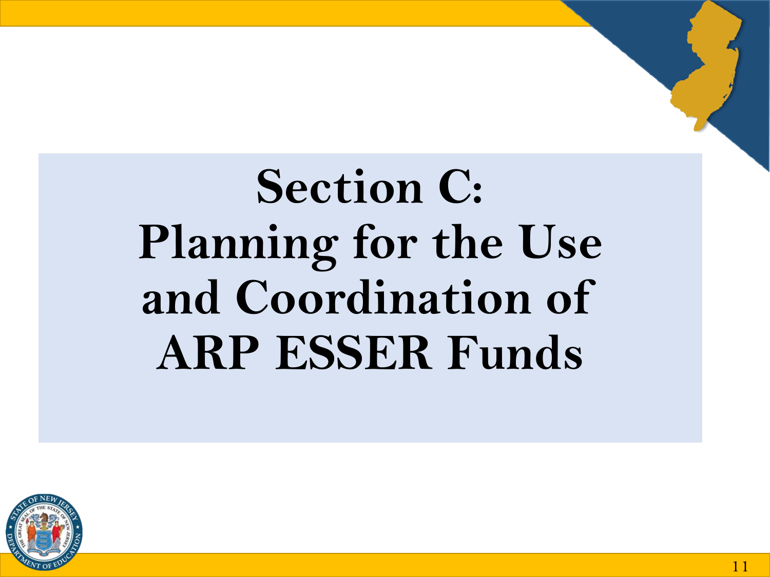# Section C: Planning for the Use and Coordination of ARP ESSER Funds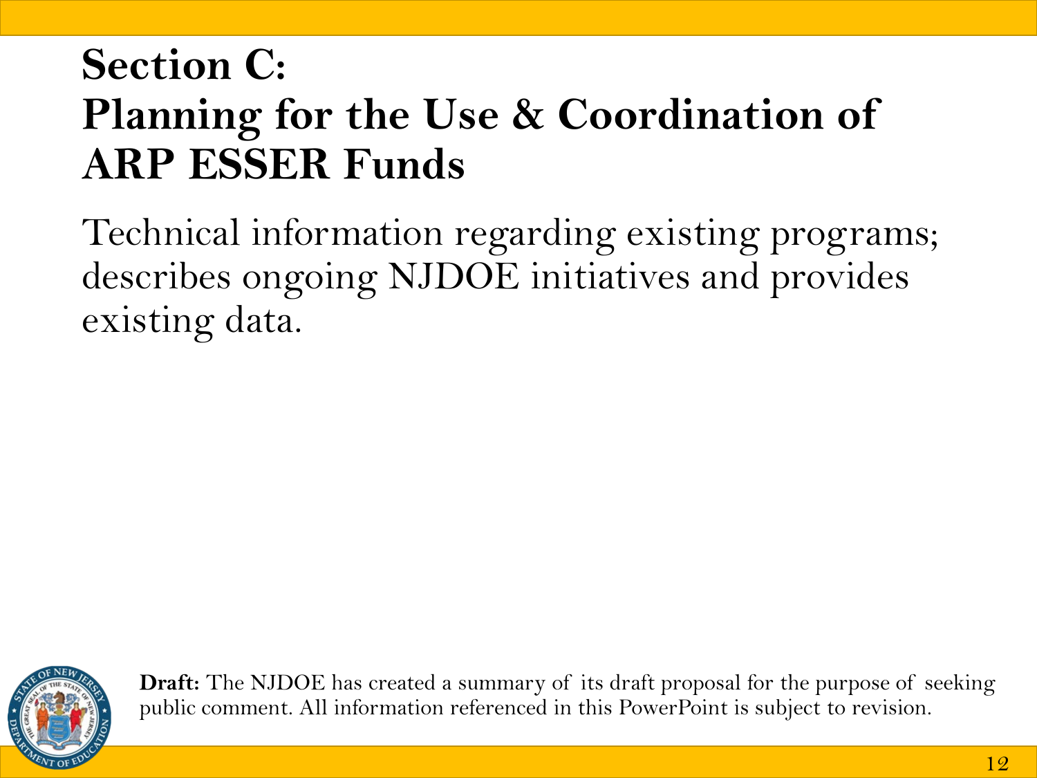# Section C: Planning for the Use & Coordination of ARP ESSER Funds

Technical information regarding existing programs; describes ongoing NJDOE initiatives and provides existing data.

**Draft:** The NJDOE has created a summary of its draft proposal for the purpose of seeking public comment. All information referenced in this PowerPoint is subject to revision.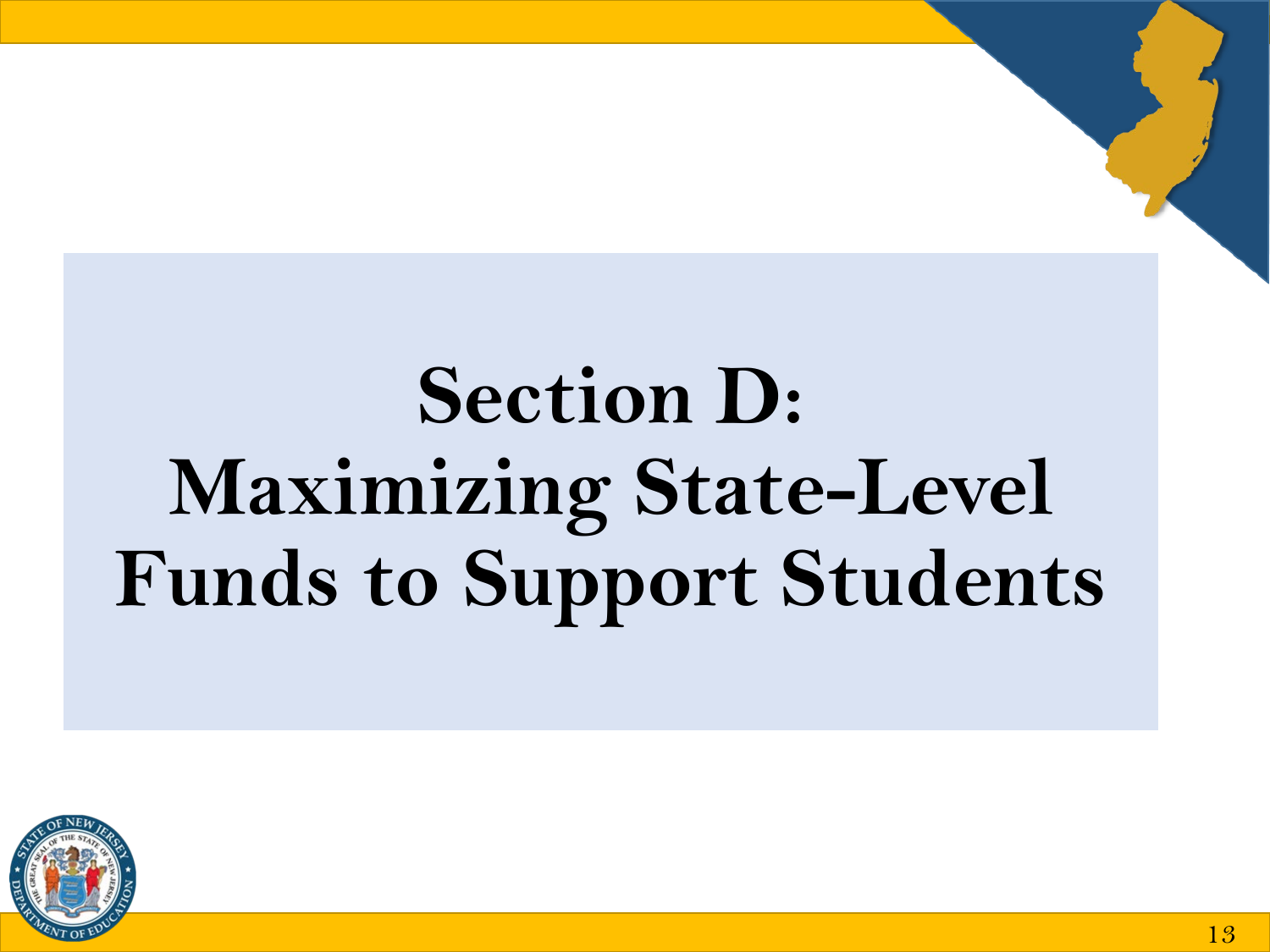# Section D: Maximizing State-Level Funds to Support Students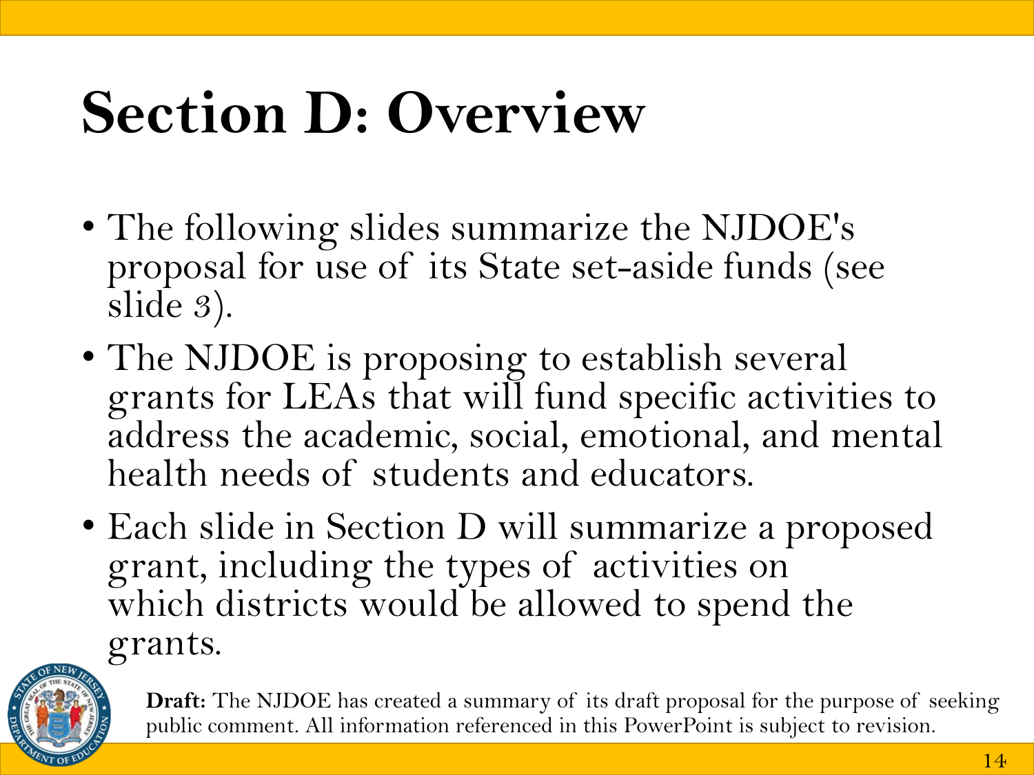# Section D: Overview

- The following slides summarize the NJDOE's proposal for use of its State set-aside funds (see slide 3).
- The NJDOE is proposing to establish several grants for LEAs that will fund specific activities to address the academic, social, emotional, and mental health needs of students and educators.
- Each slide in Section D will summarize a proposed grant, including the types of activities on which districts would be allowed to spend the grants.

**Draft:** The NJDOE has created a summary of its draft proposal for the purpose of seeking public comment. All information referenced in this PowerPoint is subject to revision.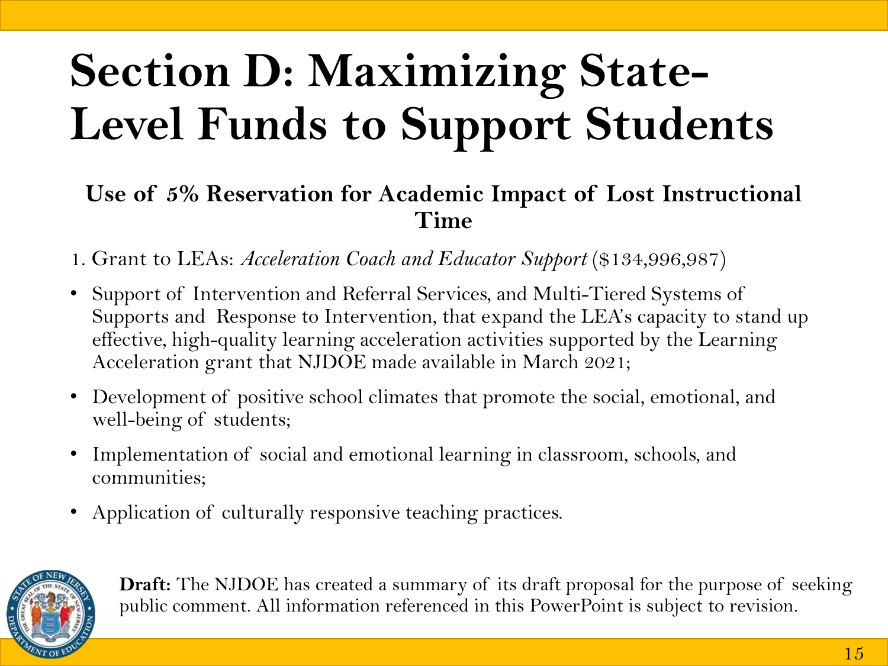# Section D: Maximizing State-Level Funds to Support Students

### Use of 5% Reservation for Academic Impact of Lost Instructional Time

1. Grant to LEAs: *Acceleration Coach and Educator Support* ($134,996,987)

- Support of Intervention and Referral Services, and Multi-Tiered Systems of Supports and Response to Intervention, that expand the LEA's capacity to stand up effective, high-quality learning acceleration activities supported by the Learning Acceleration grant that NJDOE made available in March 2021;
- Development of positive school climates that promote the social, emotional, and well-being of students;
- Implementation of social and emotional learning in classroom, schools, and communities;
- Application of culturally responsive teaching practices.

**Draft:** The NJDOE has created a summary of its draft proposal for the purpose of seeking public comment. All information referenced in this PowerPoint is subject to revision.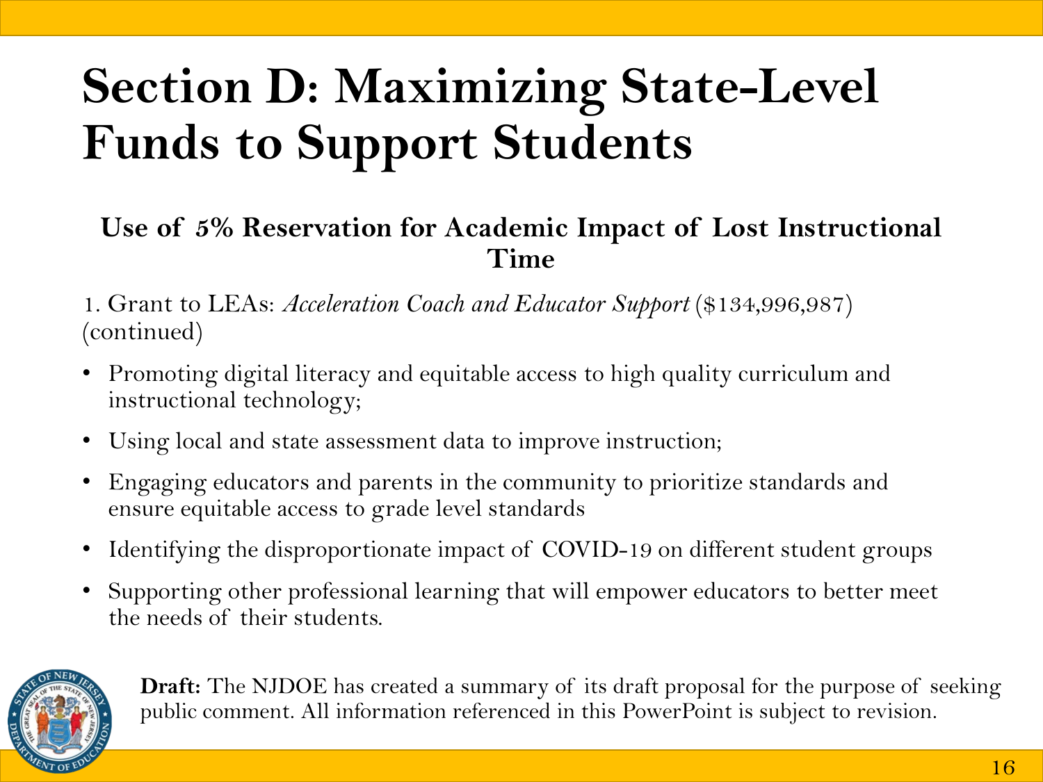# Section D: Maximizing State-Level Funds to Support Students

### Use of 5% Reservation for Academic Impact of Lost Instructional Time

1. Grant to LEAs: *Acceleration Coach and Educator Support* ($134,996,987) (continued)

- Promoting digital literacy and equitable access to high quality curriculum and instructional technology;
- Using local and state assessment data to improve instruction;
- Engaging educators and parents in the community to prioritize standards and ensure equitable access to grade level standards
- Identifying the disproportionate impact of COVID-19 on different student groups
- Supporting other professional learning that will empower educators to better meet the needs of their students.

**Draft:** The NJDOE has created a summary of its draft proposal for the purpose of seeking public comment. All information referenced in this PowerPoint is subject to revision.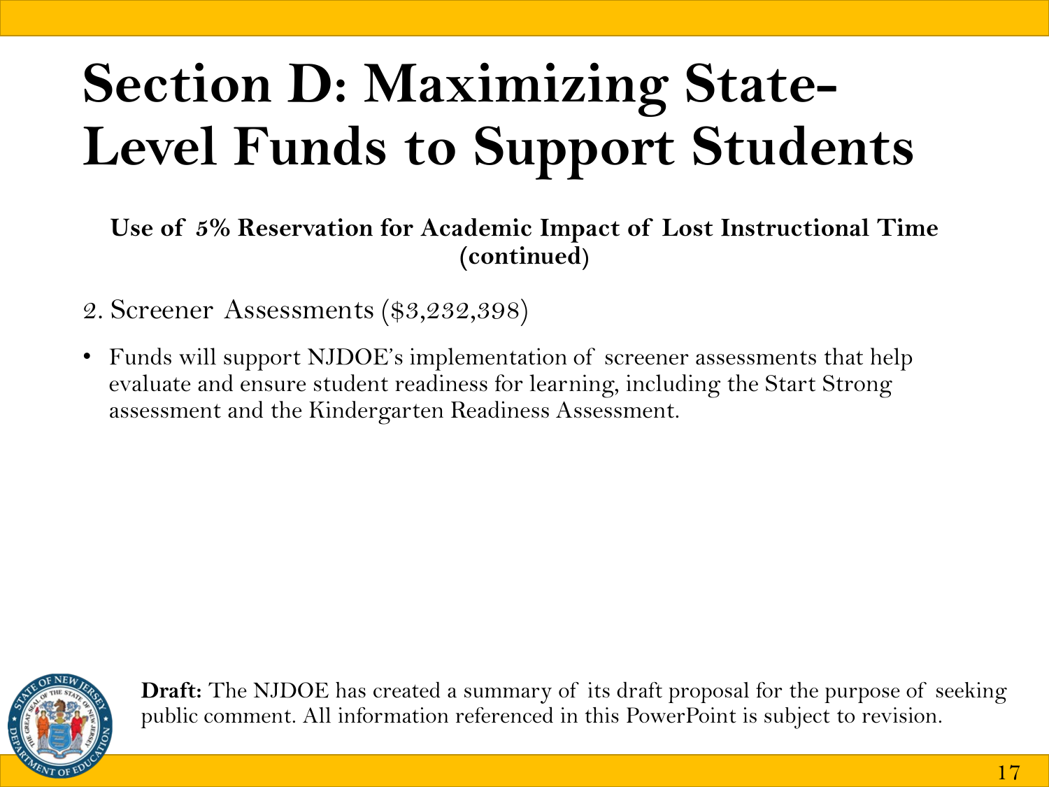# Section D: Maximizing State-Level Funds to Support Students

**Use of 5% Reservation for Academic Impact of Lost Instructional Time (continued)**

2. Screener Assessments ($3,232,398)

- Funds will support NJDOE's implementation of screener assessments that help evaluate and ensure student readiness for learning, including the Start Strong assessment and the Kindergarten Readiness Assessment.

**Draft:** The NJDOE has created a summary of its draft proposal for the purpose of seeking public comment. All information referenced in this PowerPoint is subject to revision.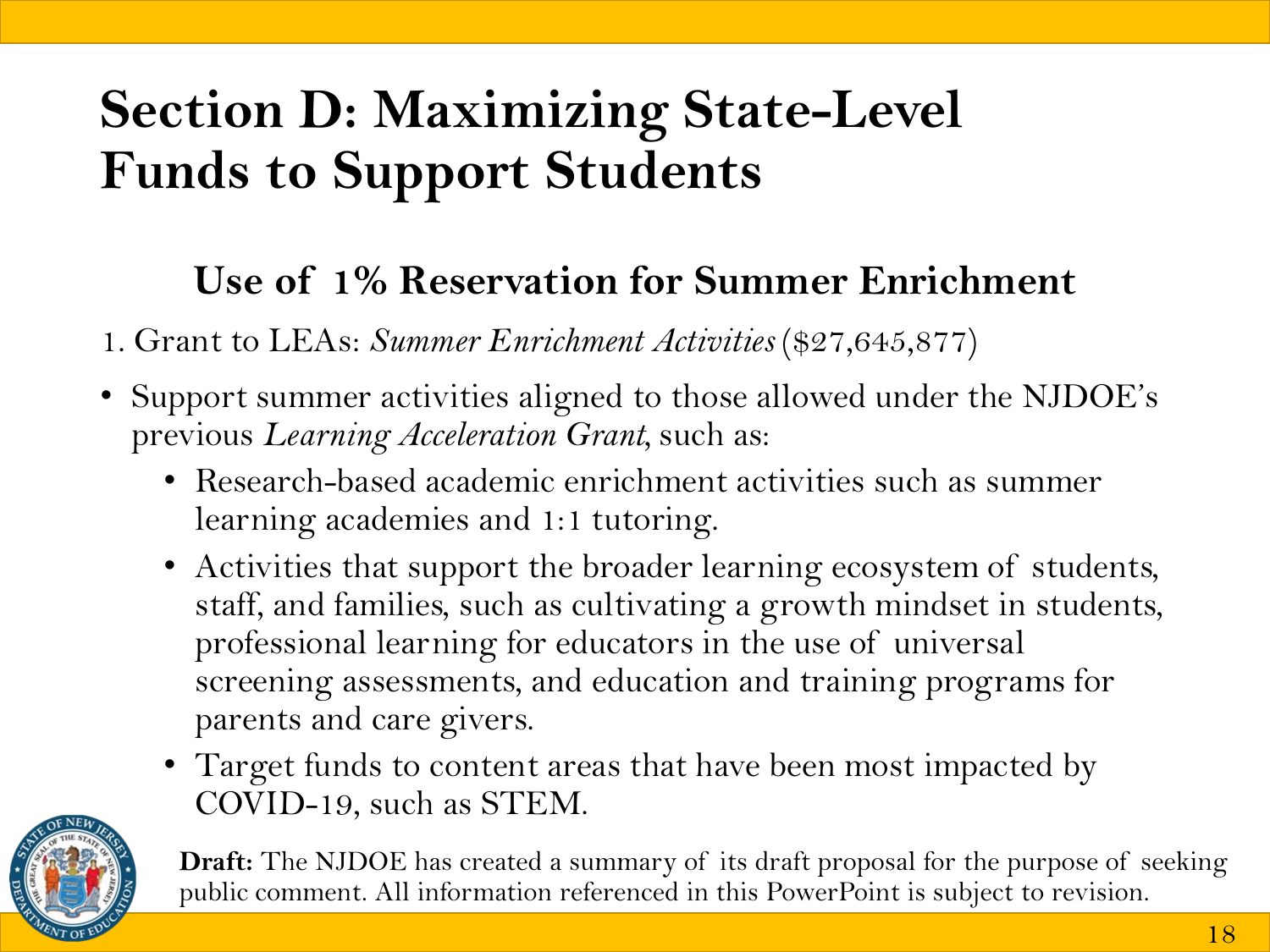# Section D: Maximizing State-Level Funds to Support Students

## Use of 1% Reservation for Summer Enrichment

1. Grant to LEAs: *Summer Enrichment Activities* ($27,645,877)

- Support summer activities aligned to those allowed under the NJDOE's previous *Learning Acceleration Grant*, such as:
  - Research-based academic enrichment activities such as summer learning academies and 1:1 tutoring.
  - Activities that support the broader learning ecosystem of students, staff, and families, such as cultivating a growth mindset in students, professional learning for educators in the use of universal screening assessments, and education and training programs for parents and care givers.
  - Target funds to content areas that have been most impacted by COVID-19, such as STEM.

**Draft:** The NJDOE has created a summary of its draft proposal for the purpose of seeking public comment. All information referenced in this PowerPoint is subject to revision.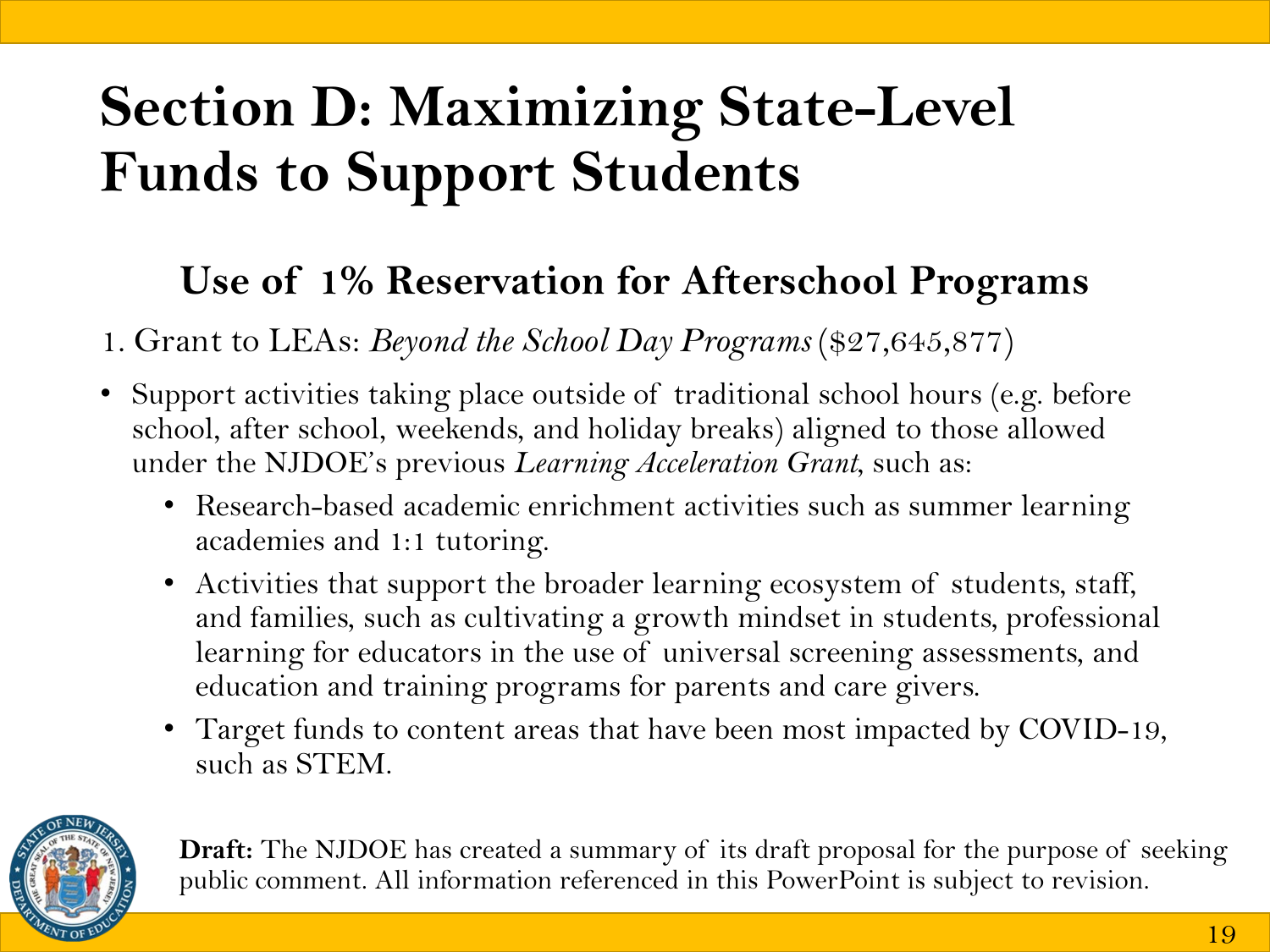# Section D: Maximizing State-Level Funds to Support Students

## Use of 1% Reservation for Afterschool Programs

1. Grant to LEAs: *Beyond the School Day Programs* ($27,645,877)

- Support activities taking place outside of traditional school hours (e.g. before school, after school, weekends, and holiday breaks) aligned to those allowed under the NJDOE's previous *Learning Acceleration Grant*, such as:
  - Research-based academic enrichment activities such as summer learning academies and 1:1 tutoring.
  - Activities that support the broader learning ecosystem of students, staff, and families, such as cultivating a growth mindset in students, professional learning for educators in the use of universal screening assessments, and education and training programs for parents and care givers.
  - Target funds to content areas that have been most impacted by COVID-19, such as STEM.

**Draft:** The NJDOE has created a summary of its draft proposal for the purpose of seeking public comment. All information referenced in this PowerPoint is subject to revision.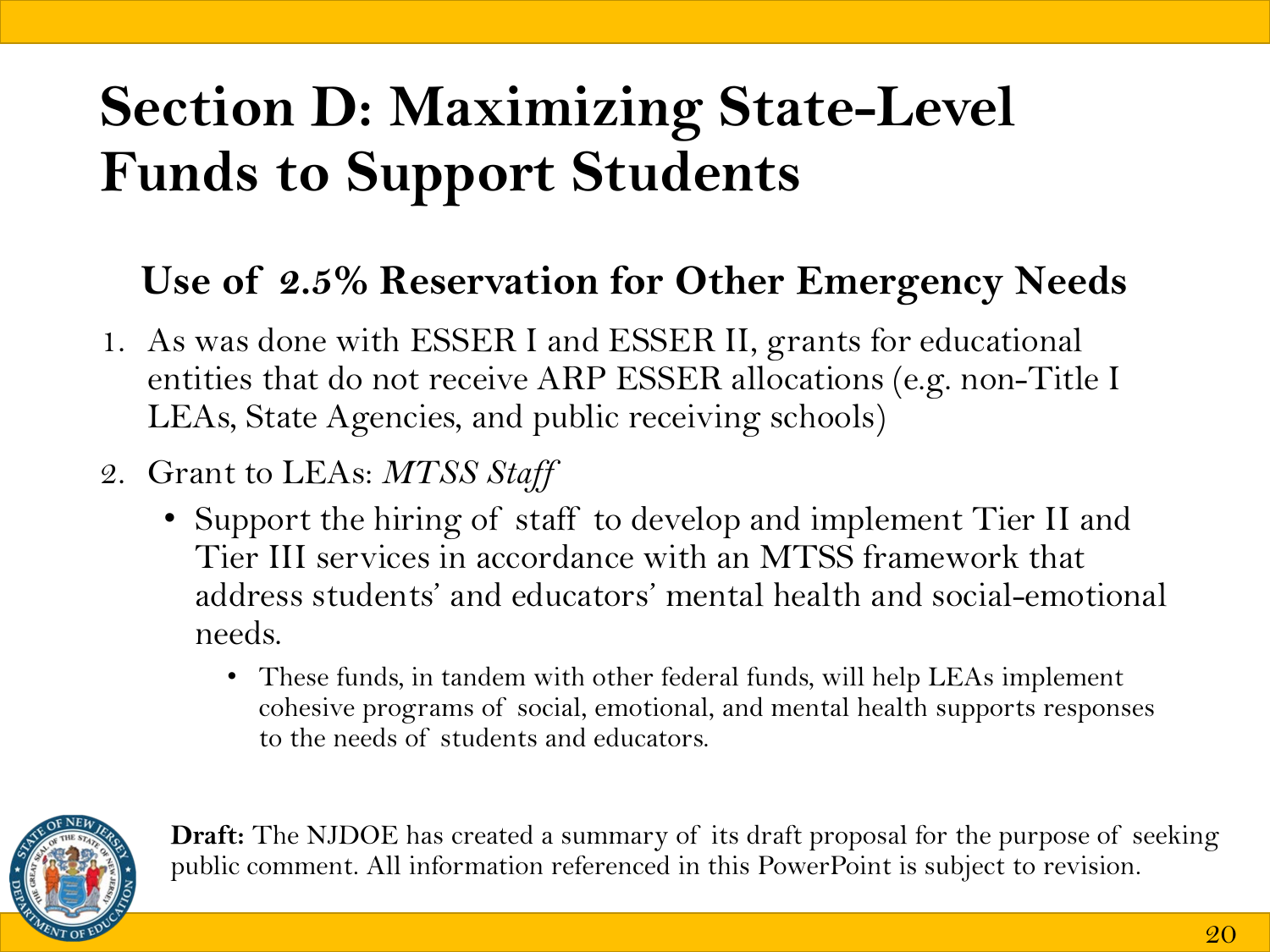# Section D: Maximizing State-Level Funds to Support Students

## Use of 2.5% Reservation for Other Emergency Needs

1. As was done with ESSER I and ESSER II, grants for educational entities that do not receive ARP ESSER allocations (e.g. non-Title I LEAs, State Agencies, and public receiving schools)
2. Grant to LEAs: *MTSS Staff*
   - Support the hiring of staff to develop and implement Tier II and Tier III services in accordance with an MTSS framework that address students' and educators' mental health and social-emotional needs.
     - These funds, in tandem with other federal funds, will help LEAs implement cohesive programs of social, emotional, and mental health supports responses to the needs of students and educators.

**Draft:** The NJDOE has created a summary of its draft proposal for the purpose of seeking public comment. All information referenced in this PowerPoint is subject to revision.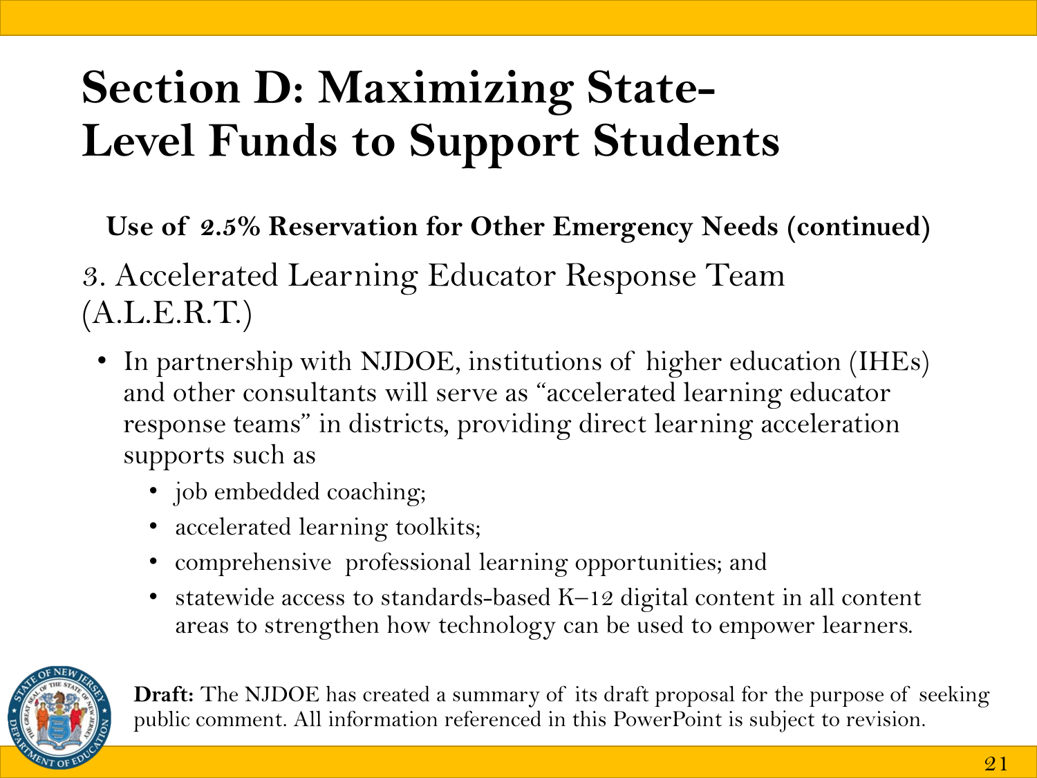# Section D: Maximizing State-Level Funds to Support Students

**Use of 2.5% Reservation for Other Emergency Needs (continued)**

3. Accelerated Learning Educator Response Team (A.L.E.R.T.)

- In partnership with NJDOE, institutions of higher education (IHEs) and other consultants will serve as “accelerated learning educator response teams” in districts, providing direct learning acceleration supports such as
  - job embedded coaching;
  - accelerated learning toolkits;
  - comprehensive professional learning opportunities; and
  - statewide access to standards-based K–12 digital content in all content areas to strengthen how technology can be used to empower learners.

**Draft:** The NJDOE has created a summary of its draft proposal for the purpose of seeking public comment. All information referenced in this PowerPoint is subject to revision.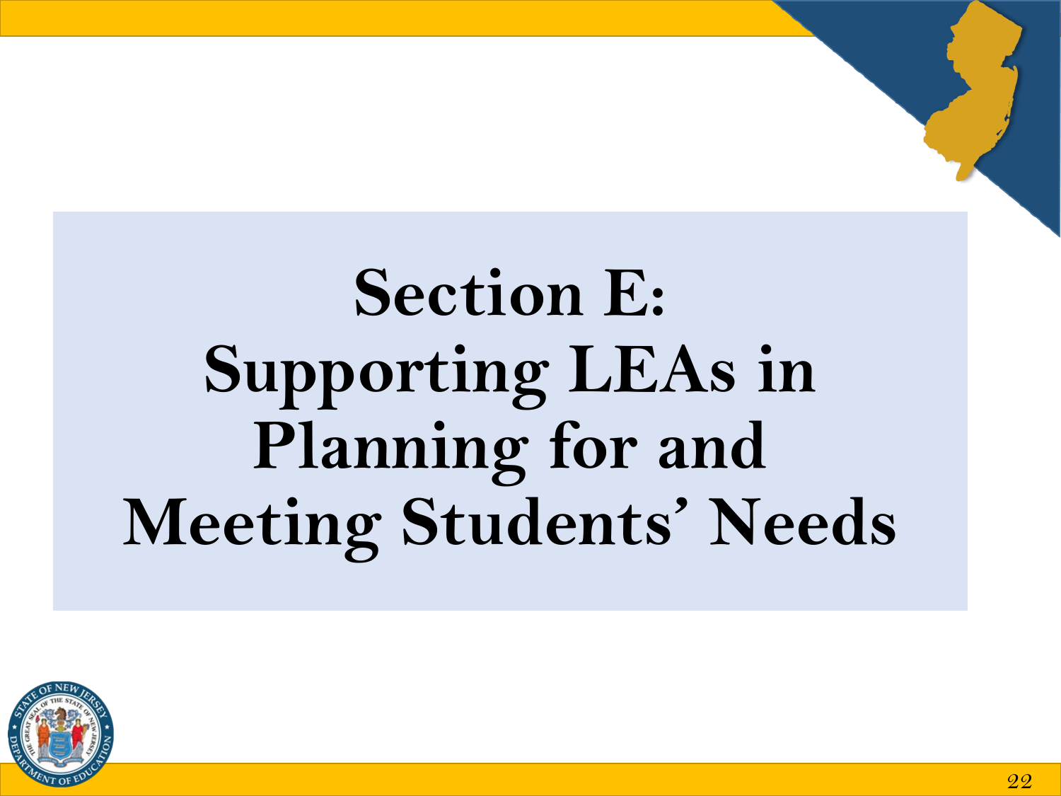# Section E: Supporting LEAs in Planning for and Meeting Students' Needs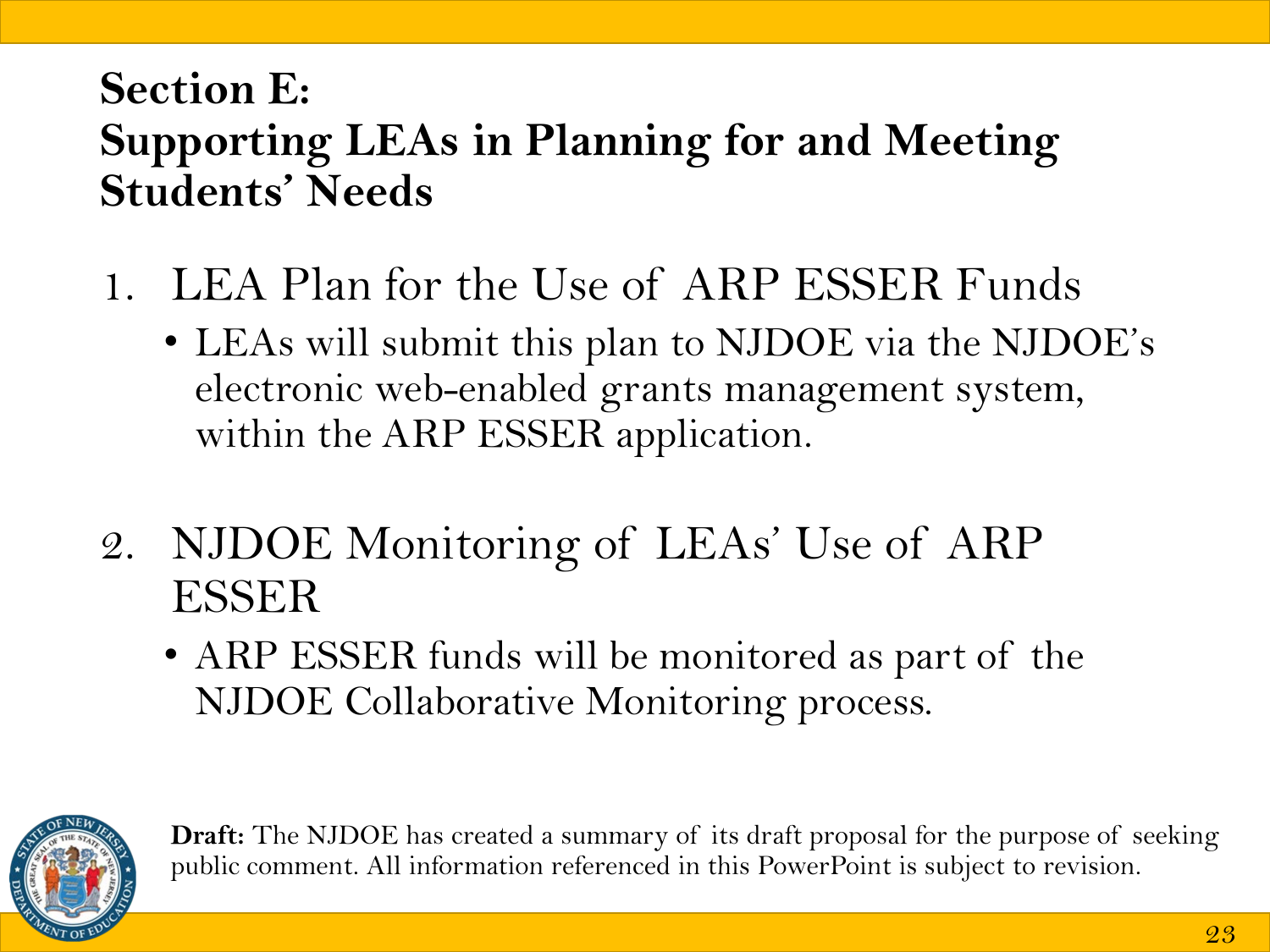# Section E:
# Supporting LEAs in Planning for and Meeting Students' Needs

1. LEA Plan for the Use of ARP ESSER Funds
   - LEAs will submit this plan to NJDOE via the NJDOE's electronic web-enabled grants management system, within the ARP ESSER application.

2. NJDOE Monitoring of LEAs' Use of ARP ESSER
   - ARP ESSER funds will be monitored as part of the NJDOE Collaborative Monitoring process.

**Draft:** The NJDOE has created a summary of its draft proposal for the purpose of seeking public comment. All information referenced in this PowerPoint is subject to revision.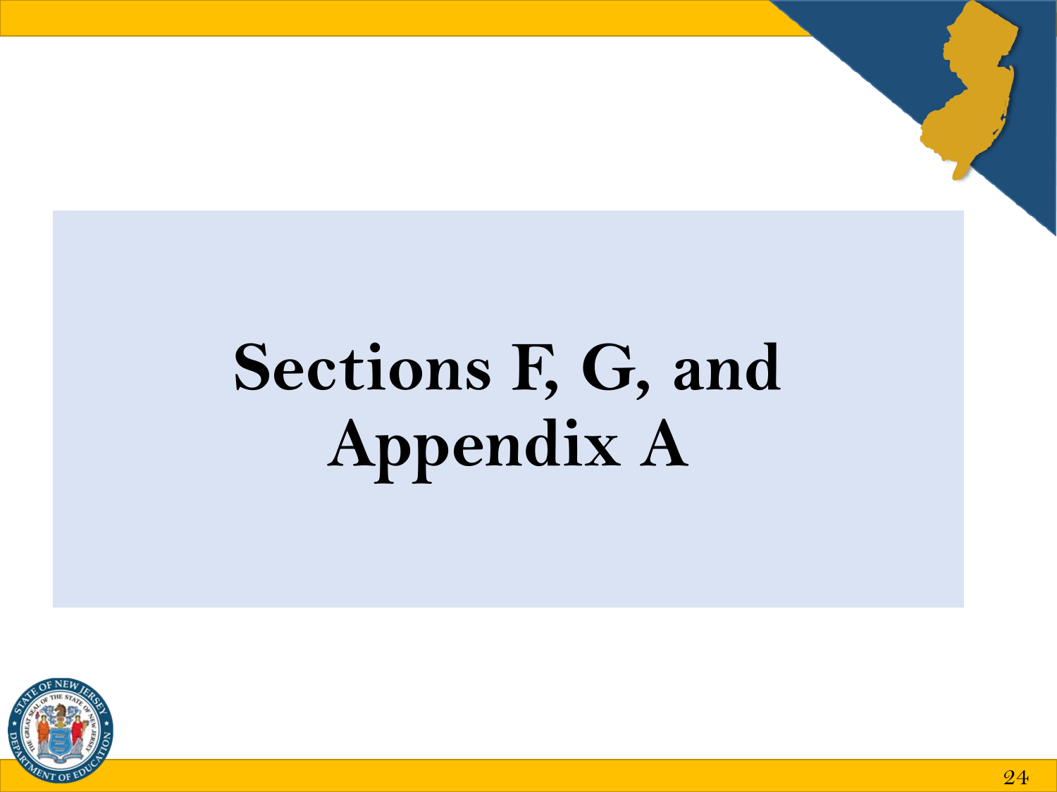# Sections F, G, and Appendix A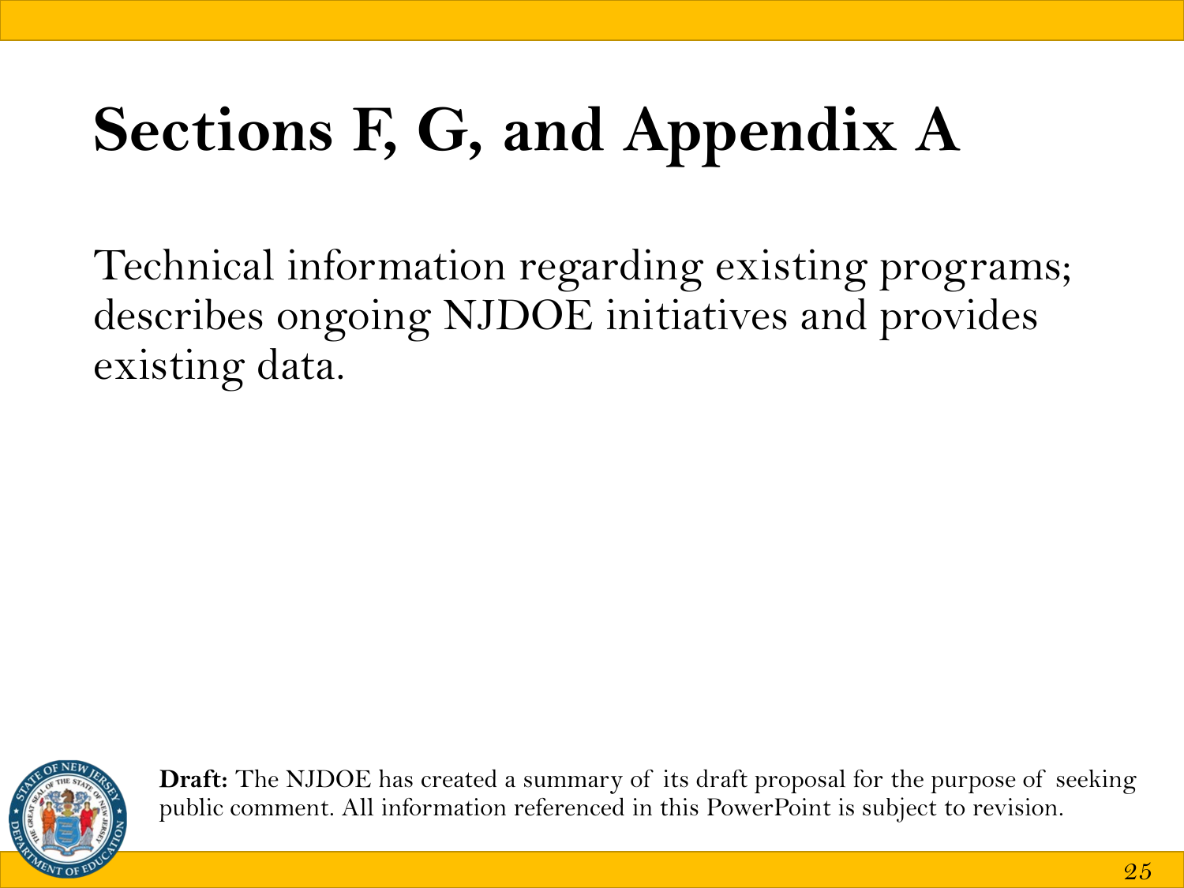# Sections F, G, and Appendix A

Technical information regarding existing programs; describes ongoing NJDOE initiatives and provides existing data.

**Draft:** The NJDOE has created a summary of its draft proposal for the purpose of seeking public comment. All information referenced in this PowerPoint is subject to revision.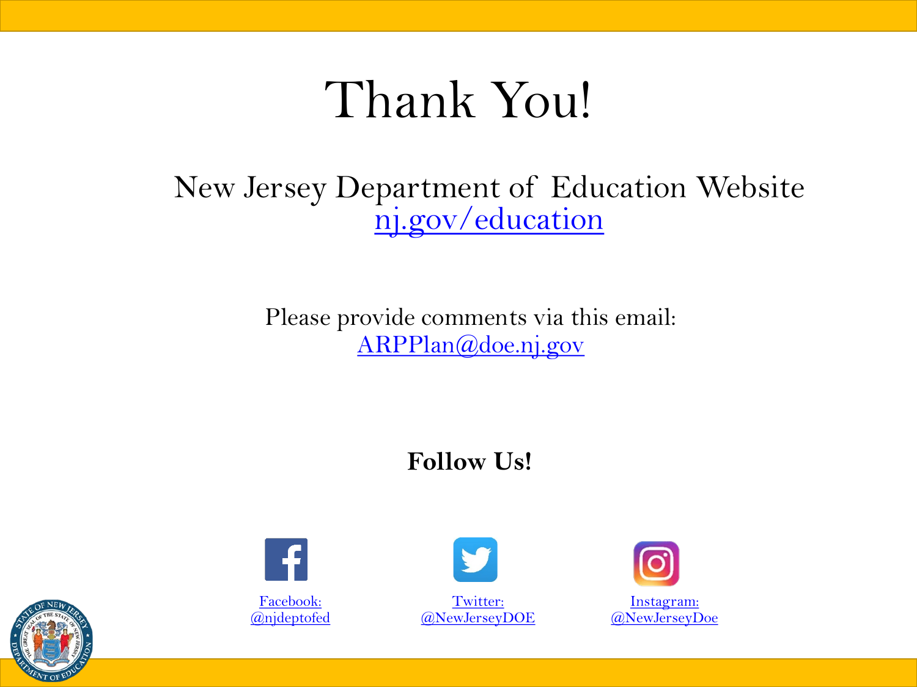# Thank You!

New Jersey Department of Education Website
nj.gov/education

Please provide comments via this email:
ARPPlan@doe.nj.gov

**Follow Us!**

Facebook: @njdeptofed

Twitter: @NewJerseyDOE

Instagram: @NewJerseyDoe